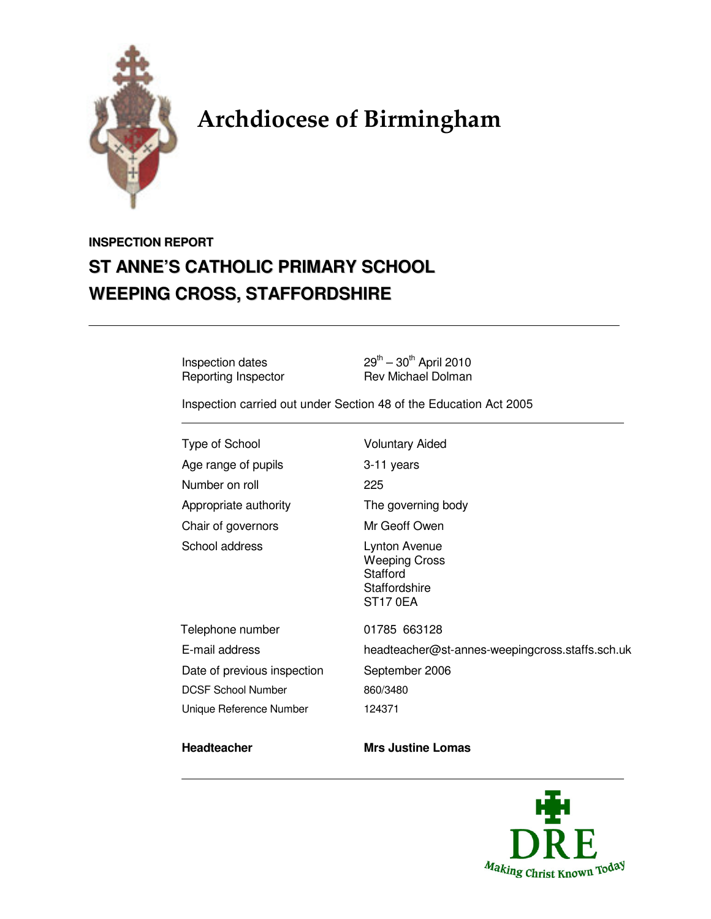# Archdiocese of Birmingham

**INSPECTION REPORT**

## ST ANNE'S CATHOLIC PRIMARY SCHOOL
## WEEPING CROSS, STAFFORDSHIRE

---

| | |
|---|---|
| Inspection dates | 29th – 30th April 2010 |
| Reporting Inspector | Rev Michael Dolman |

Inspection carried out under Section 48 of the Education Act 2005

---

| | |
|---|---|
| Type of School | Voluntary Aided |
| Age range of pupils | 3-11 years |
| Number on roll | 225 |
| Appropriate authority | The governing body |
| Chair of governors | Mr Geoff Owen |
| School address | Lynton Avenue<br>Weeping Cross<br>Stafford<br>Staffordshire<br>ST17 0EA |
| Telephone number | 01785 663128 |
| E-mail address | headteacher@st-annes-weepingcross.staffs.sch.uk |
| Date of previous inspection | September 2006 |
| DCSF School Number | 860/3480 |
| Unique Reference Number | 124371 |
| **Headteacher** | **Mrs Justine Lomas** |

---

DRE

Making Christ Known Today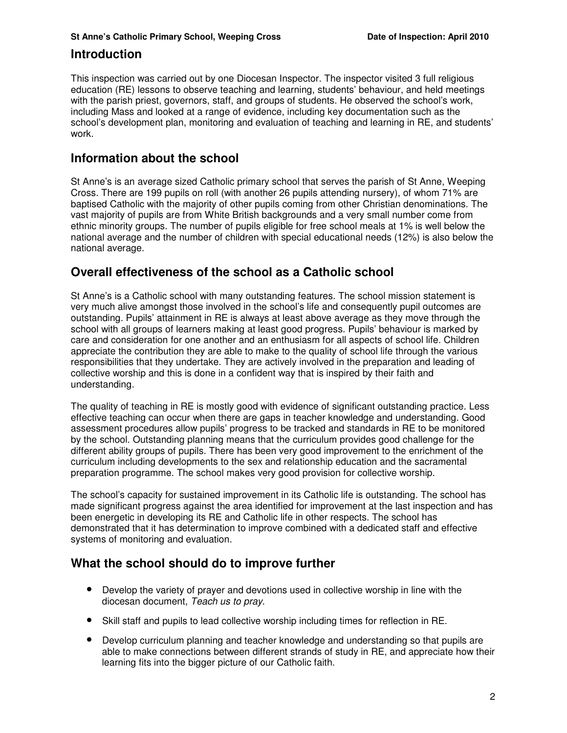## Introduction

This inspection was carried out by one Diocesan Inspector. The inspector visited 3 full religious education (RE) lessons to observe teaching and learning, students' behaviour, and held meetings with the parish priest, governors, staff, and groups of students. He observed the school's work, including Mass and looked at a range of evidence, including key documentation such as the school's development plan, monitoring and evaluation of teaching and learning in RE, and students' work.

## Information about the school

St Anne's is an average sized Catholic primary school that serves the parish of St Anne, Weeping Cross. There are 199 pupils on roll (with another 26 pupils attending nursery), of whom 71% are baptised Catholic with the majority of other pupils coming from other Christian denominations. The vast majority of pupils are from White British backgrounds and a very small number come from ethnic minority groups. The number of pupils eligible for free school meals at 1% is well below the national average and the number of children with special educational needs (12%) is also below the national average.

## Overall effectiveness of the school as a Catholic school

St Anne's is a Catholic school with many outstanding features. The school mission statement is very much alive amongst those involved in the school's life and consequently pupil outcomes are outstanding. Pupils' attainment in RE is always at least above average as they move through the school with all groups of learners making at least good progress. Pupils' behaviour is marked by care and consideration for one another and an enthusiasm for all aspects of school life. Children appreciate the contribution they are able to make to the quality of school life through the various responsibilities that they undertake. They are actively involved in the preparation and leading of collective worship and this is done in a confident way that is inspired by their faith and understanding.

The quality of teaching in RE is mostly good with evidence of significant outstanding practice. Less effective teaching can occur when there are gaps in teacher knowledge and understanding. Good assessment procedures allow pupils' progress to be tracked and standards in RE to be monitored by the school. Outstanding planning means that the curriculum provides good challenge for the different ability groups of pupils. There has been very good improvement to the enrichment of the curriculum including developments to the sex and relationship education and the sacramental preparation programme. The school makes very good provision for collective worship.

The school's capacity for sustained improvement in its Catholic life is outstanding. The school has made significant progress against the area identified for improvement at the last inspection and has been energetic in developing its RE and Catholic life in other respects. The school has demonstrated that it has determination to improve combined with a dedicated staff and effective systems of monitoring and evaluation.

## What the school should do to improve further

- Develop the variety of prayer and devotions used in collective worship in line with the diocesan document, *Teach us to pray*.
- Skill staff and pupils to lead collective worship including times for reflection in RE.
- Develop curriculum planning and teacher knowledge and understanding so that pupils are able to make connections between different strands of study in RE, and appreciate how their learning fits into the bigger picture of our Catholic faith.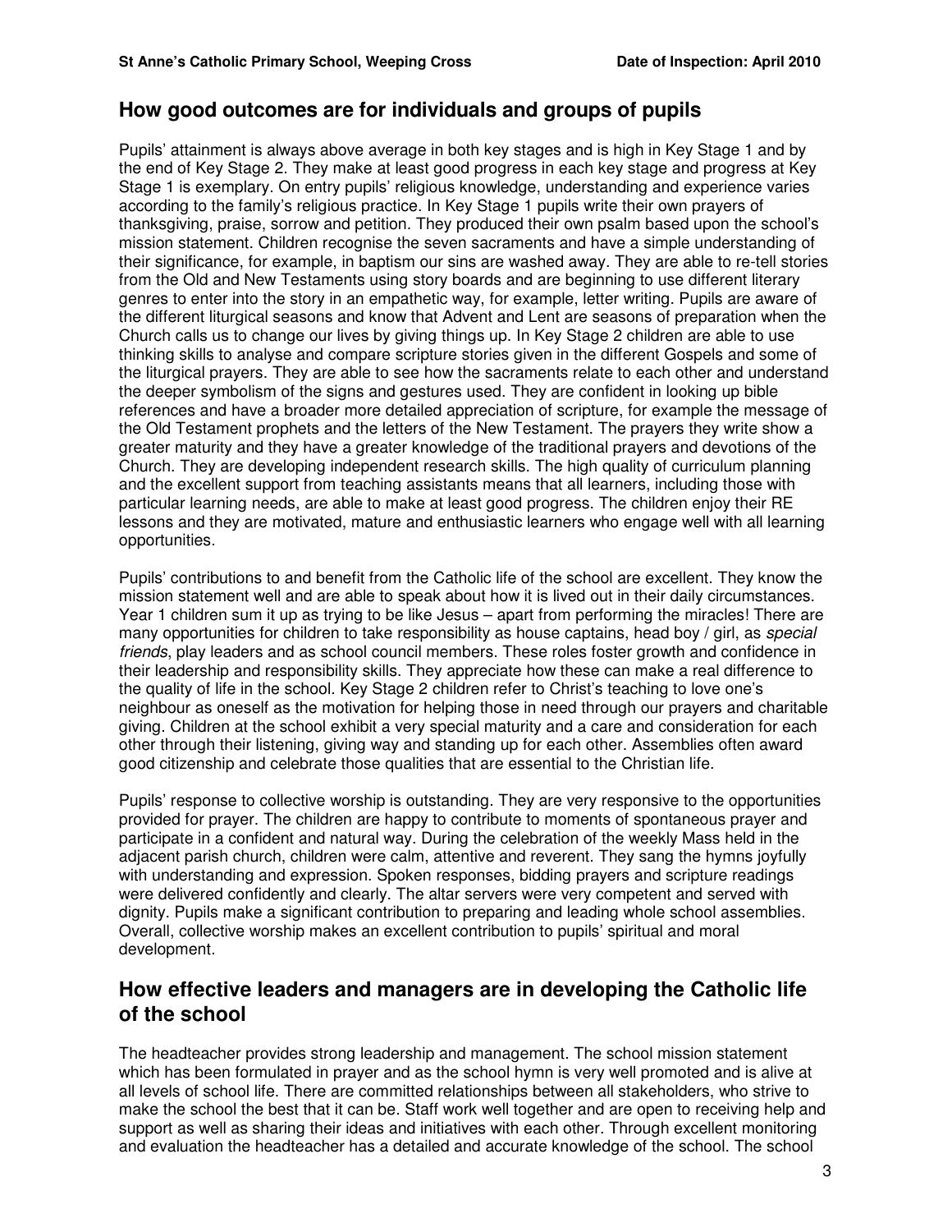## How good outcomes are for individuals and groups of pupils

Pupils' attainment is always above average in both key stages and is high in Key Stage 1 and by the end of Key Stage 2. They make at least good progress in each key stage and progress at Key Stage 1 is exemplary. On entry pupils' religious knowledge, understanding and experience varies according to the family's religious practice. In Key Stage 1 pupils write their own prayers of thanksgiving, praise, sorrow and petition. They produced their own psalm based upon the school's mission statement. Children recognise the seven sacraments and have a simple understanding of their significance, for example, in baptism our sins are washed away. They are able to re-tell stories from the Old and New Testaments using story boards and are beginning to use different literary genres to enter into the story in an empathetic way, for example, letter writing. Pupils are aware of the different liturgical seasons and know that Advent and Lent are seasons of preparation when the Church calls us to change our lives by giving things up. In Key Stage 2 children are able to use thinking skills to analyse and compare scripture stories given in the different Gospels and some of the liturgical prayers. They are able to see how the sacraments relate to each other and understand the deeper symbolism of the signs and gestures used. They are confident in looking up bible references and have a broader more detailed appreciation of scripture, for example the message of the Old Testament prophets and the letters of the New Testament. The prayers they write show a greater maturity and they have a greater knowledge of the traditional prayers and devotions of the Church. They are developing independent research skills. The high quality of curriculum planning and the excellent support from teaching assistants means that all learners, including those with particular learning needs, are able to make at least good progress. The children enjoy their RE lessons and they are motivated, mature and enthusiastic learners who engage well with all learning opportunities.

Pupils' contributions to and benefit from the Catholic life of the school are excellent. They know the mission statement well and are able to speak about how it is lived out in their daily circumstances. Year 1 children sum it up as trying to be like Jesus – apart from performing the miracles! There are many opportunities for children to take responsibility as house captains, head boy / girl, as *special friends*, play leaders and as school council members. These roles foster growth and confidence in their leadership and responsibility skills. They appreciate how these can make a real difference to the quality of life in the school. Key Stage 2 children refer to Christ's teaching to love one's neighbour as oneself as the motivation for helping those in need through our prayers and charitable giving. Children at the school exhibit a very special maturity and a care and consideration for each other through their listening, giving way and standing up for each other. Assemblies often award good citizenship and celebrate those qualities that are essential to the Christian life.

Pupils' response to collective worship is outstanding. They are very responsive to the opportunities provided for prayer. The children are happy to contribute to moments of spontaneous prayer and participate in a confident and natural way. During the celebration of the weekly Mass held in the adjacent parish church, children were calm, attentive and reverent. They sang the hymns joyfully with understanding and expression. Spoken responses, bidding prayers and scripture readings were delivered confidently and clearly. The altar servers were very competent and served with dignity. Pupils make a significant contribution to preparing and leading whole school assemblies. Overall, collective worship makes an excellent contribution to pupils' spiritual and moral development.

## How effective leaders and managers are in developing the Catholic life of the school

The headteacher provides strong leadership and management. The school mission statement which has been formulated in prayer and as the school hymn is very well promoted and is alive at all levels of school life. There are committed relationships between all stakeholders, who strive to make the school the best that it can be. Staff work well together and are open to receiving help and support as well as sharing their ideas and initiatives with each other. Through excellent monitoring and evaluation the headteacher has a detailed and accurate knowledge of the school. The school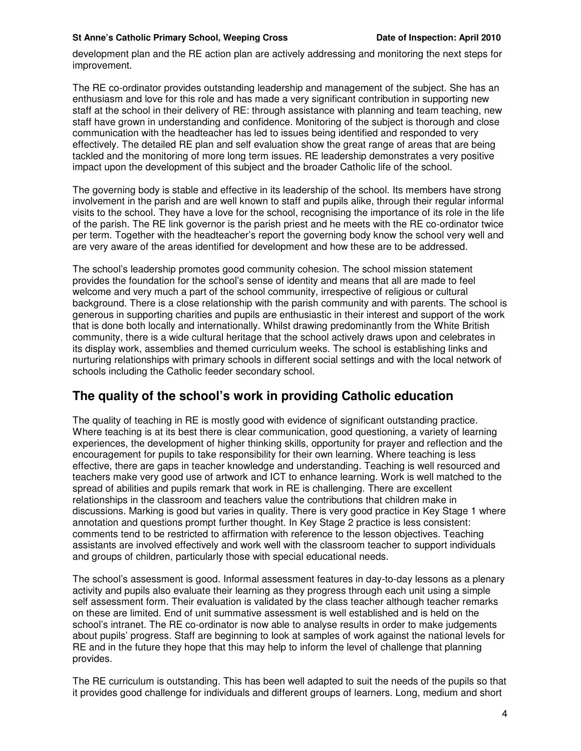development plan and the RE action plan are actively addressing and monitoring the next steps for improvement.

The RE co-ordinator provides outstanding leadership and management of the subject. She has an enthusiasm and love for this role and has made a very significant contribution in supporting new staff at the school in their delivery of RE: through assistance with planning and team teaching, new staff have grown in understanding and confidence. Monitoring of the subject is thorough and close communication with the headteacher has led to issues being identified and responded to very effectively. The detailed RE plan and self evaluation show the great range of areas that are being tackled and the monitoring of more long term issues. RE leadership demonstrates a very positive impact upon the development of this subject and the broader Catholic life of the school.

The governing body is stable and effective in its leadership of the school. Its members have strong involvement in the parish and are well known to staff and pupils alike, through their regular informal visits to the school. They have a love for the school, recognising the importance of its role in the life of the parish. The RE link governor is the parish priest and he meets with the RE co-ordinator twice per term. Together with the headteacher's report the governing body know the school very well and are very aware of the areas identified for development and how these are to be addressed.

The school's leadership promotes good community cohesion. The school mission statement provides the foundation for the school's sense of identity and means that all are made to feel welcome and very much a part of the school community, irrespective of religious or cultural background. There is a close relationship with the parish community and with parents. The school is generous in supporting charities and pupils are enthusiastic in their interest and support of the work that is done both locally and internationally. Whilst drawing predominantly from the White British community, there is a wide cultural heritage that the school actively draws upon and celebrates in its display work, assemblies and themed curriculum weeks. The school is establishing links and nurturing relationships with primary schools in different social settings and with the local network of schools including the Catholic feeder secondary school.

## The quality of the school's work in providing Catholic education

The quality of teaching in RE is mostly good with evidence of significant outstanding practice. Where teaching is at its best there is clear communication, good questioning, a variety of learning experiences, the development of higher thinking skills, opportunity for prayer and reflection and the encouragement for pupils to take responsibility for their own learning. Where teaching is less effective, there are gaps in teacher knowledge and understanding. Teaching is well resourced and teachers make very good use of artwork and ICT to enhance learning. Work is well matched to the spread of abilities and pupils remark that work in RE is challenging. There are excellent relationships in the classroom and teachers value the contributions that children make in discussions. Marking is good but varies in quality. There is very good practice in Key Stage 1 where annotation and questions prompt further thought. In Key Stage 2 practice is less consistent: comments tend to be restricted to affirmation with reference to the lesson objectives. Teaching assistants are involved effectively and work well with the classroom teacher to support individuals and groups of children, particularly those with special educational needs.

The school's assessment is good. Informal assessment features in day-to-day lessons as a plenary activity and pupils also evaluate their learning as they progress through each unit using a simple self assessment form. Their evaluation is validated by the class teacher although teacher remarks on these are limited. End of unit summative assessment is well established and is held on the school's intranet. The RE co-ordinator is now able to analyse results in order to make judgements about pupils' progress. Staff are beginning to look at samples of work against the national levels for RE and in the future they hope that this may help to inform the level of challenge that planning provides.

The RE curriculum is outstanding. This has been well adapted to suit the needs of the pupils so that it provides good challenge for individuals and different groups of learners. Long, medium and short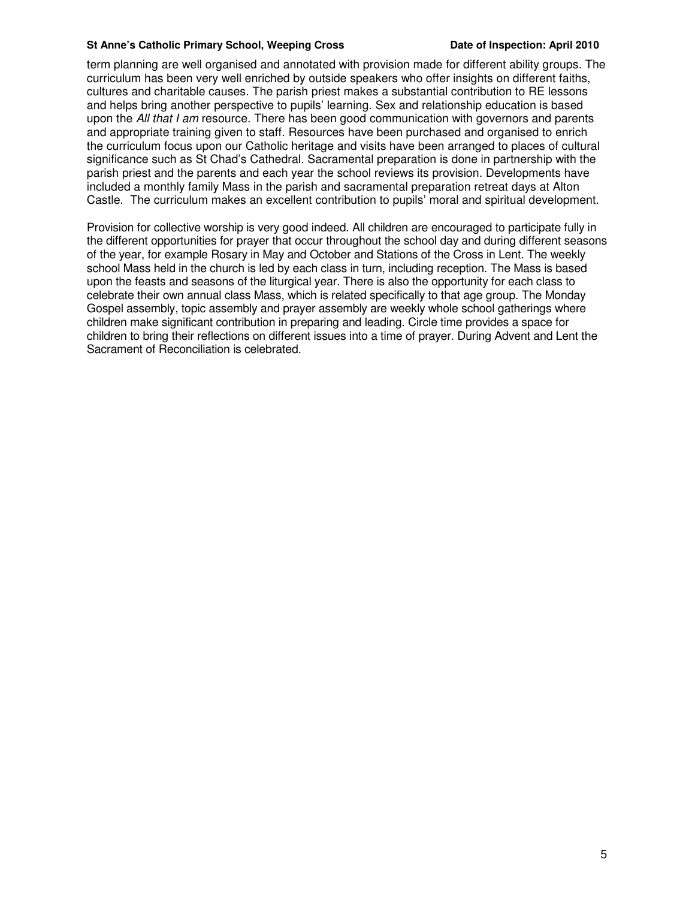term planning are well organised and annotated with provision made for different ability groups. The curriculum has been very well enriched by outside speakers who offer insights on different faiths, cultures and charitable causes. The parish priest makes a substantial contribution to RE lessons and helps bring another perspective to pupils' learning. Sex and relationship education is based upon the *All that I am* resource. There has been good communication with governors and parents and appropriate training given to staff. Resources have been purchased and organised to enrich the curriculum focus upon our Catholic heritage and visits have been arranged to places of cultural significance such as St Chad's Cathedral. Sacramental preparation is done in partnership with the parish priest and the parents and each year the school reviews its provision. Developments have included a monthly family Mass in the parish and sacramental preparation retreat days at Alton Castle. The curriculum makes an excellent contribution to pupils' moral and spiritual development.

Provision for collective worship is very good indeed. All children are encouraged to participate fully in the different opportunities for prayer that occur throughout the school day and during different seasons of the year, for example Rosary in May and October and Stations of the Cross in Lent. The weekly school Mass held in the church is led by each class in turn, including reception. The Mass is based upon the feasts and seasons of the liturgical year. There is also the opportunity for each class to celebrate their own annual class Mass, which is related specifically to that age group. The Monday Gospel assembly, topic assembly and prayer assembly are weekly whole school gatherings where children make significant contribution in preparing and leading. Circle time provides a space for children to bring their reflections on different issues into a time of prayer. During Advent and Lent the Sacrament of Reconciliation is celebrated.